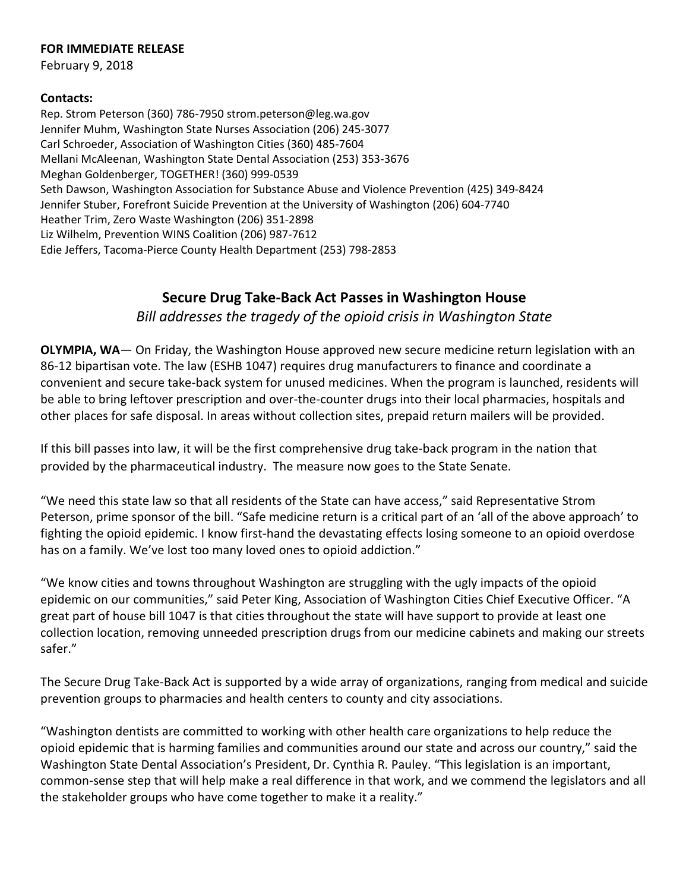**FOR IMMEDIATE RELEASE**
February 9, 2018

**Contacts:**
Rep. Strom Peterson (360) 786-7950 strom.peterson@leg.wa.gov
Jennifer Muhm, Washington State Nurses Association (206) 245-3077
Carl Schroeder, Association of Washington Cities (360) 485-7604
Mellani McAleenan, Washington State Dental Association (253) 353-3676
Meghan Goldenberger, TOGETHER! (360) 999-0539
Seth Dawson, Washington Association for Substance Abuse and Violence Prevention (425) 349-8424
Jennifer Stuber, Forefront Suicide Prevention at the University of Washington (206) 604-7740
Heather Trim, Zero Waste Washington (206) 351-2898
Liz Wilhelm, Prevention WINS Coalition (206) 987-7612
Edie Jeffers, Tacoma-Pierce County Health Department (253) 798-2853

# Secure Drug Take-Back Act Passes in Washington House

*Bill addresses the tragedy of the opioid crisis in Washington State*

**OLYMPIA, WA**— On Friday, the Washington House approved new secure medicine return legislation with an 86-12 bipartisan vote. The law (ESHB 1047) requires drug manufacturers to finance and coordinate a convenient and secure take-back system for unused medicines. When the program is launched, residents will be able to bring leftover prescription and over-the-counter drugs into their local pharmacies, hospitals and other places for safe disposal. In areas without collection sites, prepaid return mailers will be provided.

If this bill passes into law, it will be the first comprehensive drug take-back program in the nation that provided by the pharmaceutical industry. The measure now goes to the State Senate.

"We need this state law so that all residents of the State can have access," said Representative Strom Peterson, prime sponsor of the bill. "Safe medicine return is a critical part of an 'all of the above approach' to fighting the opioid epidemic. I know first-hand the devastating effects losing someone to an opioid overdose has on a family. We've lost too many loved ones to opioid addiction."

"We know cities and towns throughout Washington are struggling with the ugly impacts of the opioid epidemic on our communities," said Peter King, Association of Washington Cities Chief Executive Officer. "A great part of house bill 1047 is that cities throughout the state will have support to provide at least one collection location, removing unneeded prescription drugs from our medicine cabinets and making our streets safer."

The Secure Drug Take-Back Act is supported by a wide array of organizations, ranging from medical and suicide prevention groups to pharmacies and health centers to county and city associations.

"Washington dentists are committed to working with other health care organizations to help reduce the opioid epidemic that is harming families and communities around our state and across our country," said the Washington State Dental Association's President, Dr. Cynthia R. Pauley. "This legislation is an important, common-sense step that will help make a real difference in that work, and we commend the legislators and all the stakeholder groups who have come together to make it a reality."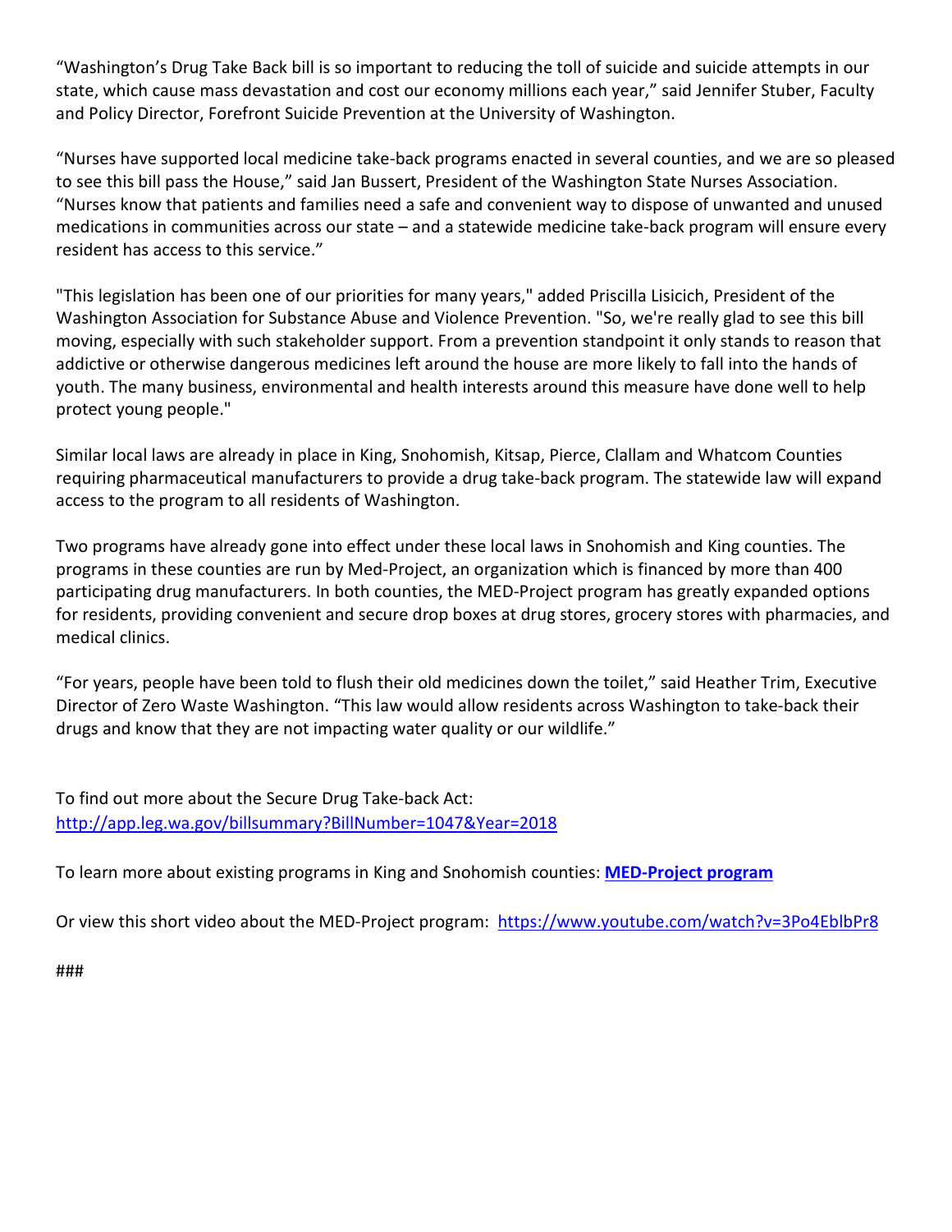"Washington's Drug Take Back bill is so important to reducing the toll of suicide and suicide attempts in our state, which cause mass devastation and cost our economy millions each year," said Jennifer Stuber, Faculty and Policy Director, Forefront Suicide Prevention at the University of Washington.

"Nurses have supported local medicine take-back programs enacted in several counties, and we are so pleased to see this bill pass the House," said Jan Bussert, President of the Washington State Nurses Association. "Nurses know that patients and families need a safe and convenient way to dispose of unwanted and unused medications in communities across our state – and a statewide medicine take-back program will ensure every resident has access to this service."

"This legislation has been one of our priorities for many years," added Priscilla Lisicich, President of the Washington Association for Substance Abuse and Violence Prevention. "So, we're really glad to see this bill moving, especially with such stakeholder support. From a prevention standpoint it only stands to reason that addictive or otherwise dangerous medicines left around the house are more likely to fall into the hands of youth. The many business, environmental and health interests around this measure have done well to help protect young people."

Similar local laws are already in place in King, Snohomish, Kitsap, Pierce, Clallam and Whatcom Counties requiring pharmaceutical manufacturers to provide a drug take-back program. The statewide law will expand access to the program to all residents of Washington.

Two programs have already gone into effect under these local laws in Snohomish and King counties. The programs in these counties are run by Med-Project, an organization which is financed by more than 400 participating drug manufacturers. In both counties, the MED-Project program has greatly expanded options for residents, providing convenient and secure drop boxes at drug stores, grocery stores with pharmacies, and medical clinics.

"For years, people have been told to flush their old medicines down the toilet," said Heather Trim, Executive Director of Zero Waste Washington. "This law would allow residents across Washington to take-back their drugs and know that they are not impacting water quality or our wildlife."

To find out more about the Secure Drug Take-back Act: [http://app.leg.wa.gov/billsummary?BillNumber=1047&Year=2018](http://app.leg.wa.gov/billsummary?BillNumber=1047&Year=2018)

To learn more about existing programs in King and Snohomish counties: **MED-Project program**

Or view this short video about the MED-Project program: [https://www.youtube.com/watch?v=3Po4EblbPr8](https://www.youtube.com/watch?v=3Po4EblbPr8)

###